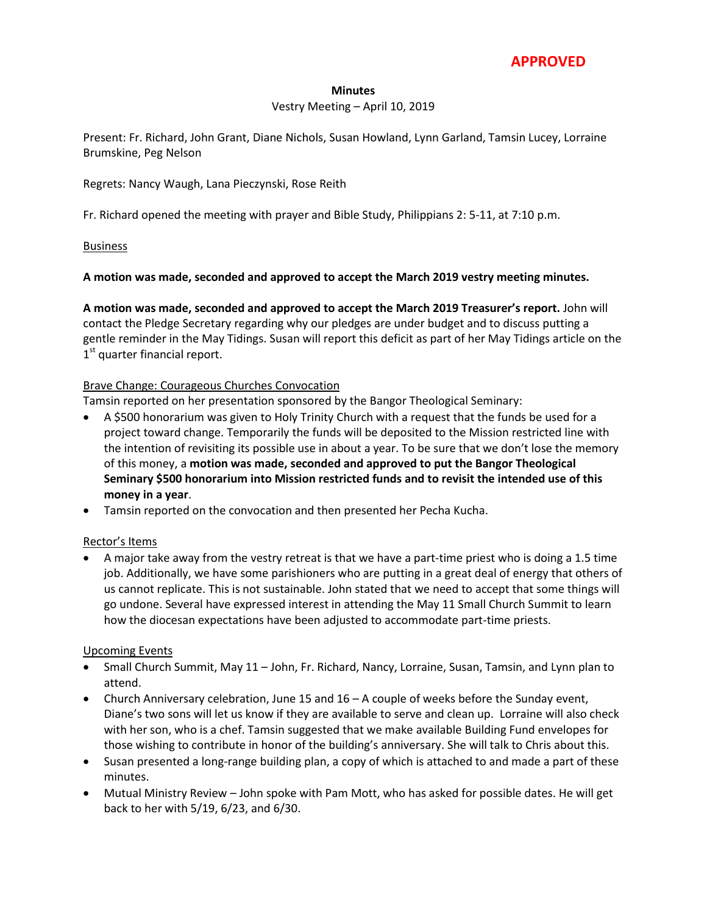**APPROVED**

**Minutes**

Vestry Meeting – April 10, 2019

Present: Fr. Richard, John Grant, Diane Nichols, Susan Howland, Lynn Garland, Tamsin Lucey, Lorraine Brumskine, Peg Nelson

Regrets: Nancy Waugh, Lana Pieczynski, Rose Reith

Fr. Richard opened the meeting with prayer and Bible Study, Philippians 2: 5-11, at 7:10 p.m.

Business

**A motion was made, seconded and approved to accept the March 2019 vestry meeting minutes.**

**A motion was made, seconded and approved to accept the March 2019 Treasurer's report.** John will contact the Pledge Secretary regarding why our pledges are under budget and to discuss putting a gentle reminder in the May Tidings. Susan will report this deficit as part of her May Tidings article on the 1st quarter financial report.

Brave Change: Courageous Churches Convocation

Tamsin reported on her presentation sponsored by the Bangor Theological Seminary:

- A $500 honorarium was given to Holy Trinity Church with a request that the funds be used for a project toward change. Temporarily the funds will be deposited to the Mission restricted line with the intention of revisiting its possible use in about a year. To be sure that we don't lose the memory of this money, a **motion was made, seconded and approved to put the Bangor Theological Seminary $500 honorarium into Mission restricted funds and to revisit the intended use of this money in a year**.
- Tamsin reported on the convocation and then presented her Pecha Kucha.

Rector's Items

- A major take away from the vestry retreat is that we have a part-time priest who is doing a 1.5 time job. Additionally, we have some parishioners who are putting in a great deal of energy that others of us cannot replicate. This is not sustainable. John stated that we need to accept that some things will go undone. Several have expressed interest in attending the May 11 Small Church Summit to learn how the diocesan expectations have been adjusted to accommodate part-time priests.

Upcoming Events

- Small Church Summit, May 11 – John, Fr. Richard, Nancy, Lorraine, Susan, Tamsin, and Lynn plan to attend.
- Church Anniversary celebration, June 15 and 16 – A couple of weeks before the Sunday event, Diane's two sons will let us know if they are available to serve and clean up. Lorraine will also check with her son, who is a chef. Tamsin suggested that we make available Building Fund envelopes for those wishing to contribute in honor of the building's anniversary. She will talk to Chris about this.
- Susan presented a long-range building plan, a copy of which is attached to and made a part of these minutes.
- Mutual Ministry Review – John spoke with Pam Mott, who has asked for possible dates. He will get back to her with 5/19, 6/23, and 6/30.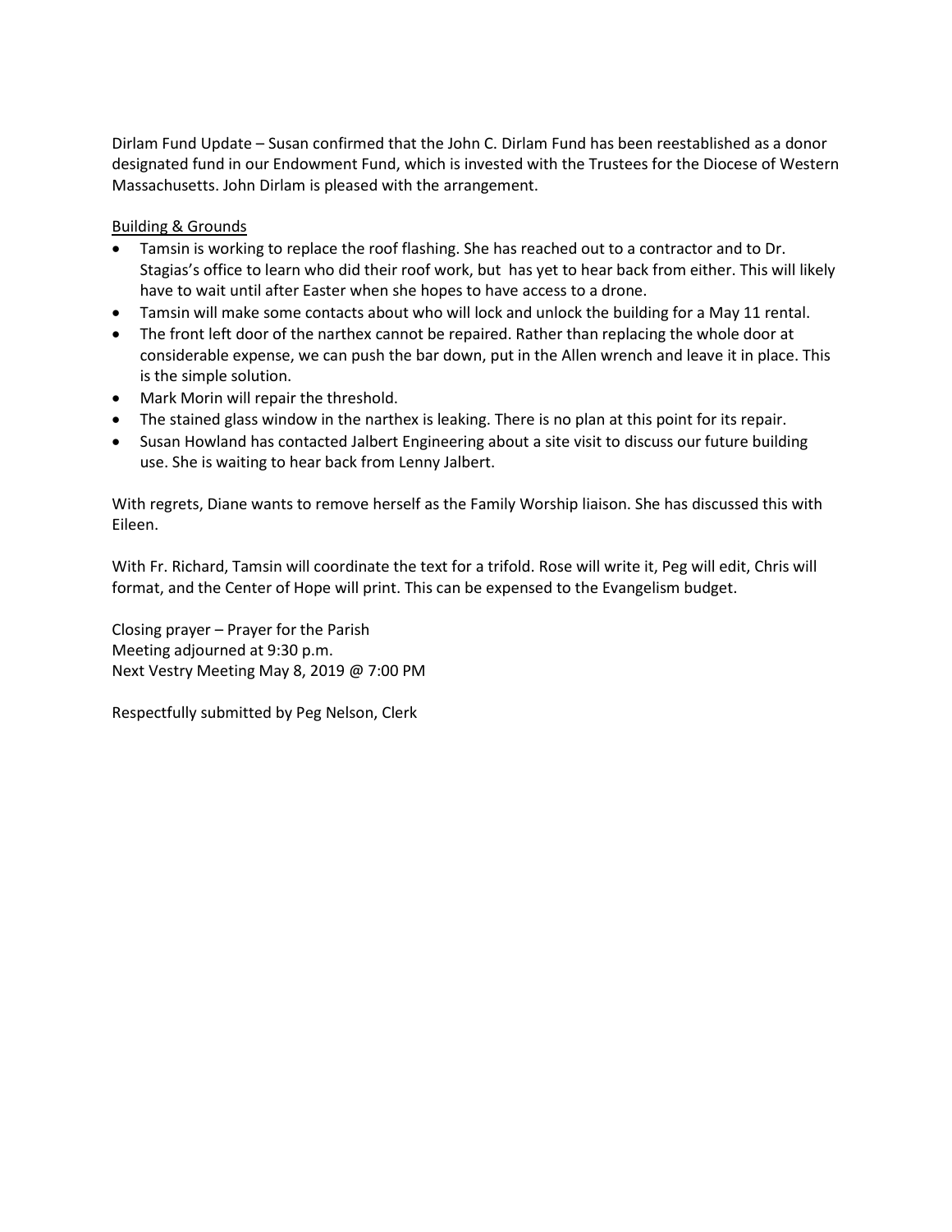Dirlam Fund Update – Susan confirmed that the John C. Dirlam Fund has been reestablished as a donor designated fund in our Endowment Fund, which is invested with the Trustees for the Diocese of Western Massachusetts. John Dirlam is pleased with the arrangement.

<u>Building & Grounds</u>

- Tamsin is working to replace the roof flashing. She has reached out to a contractor and to Dr. Stagias's office to learn who did their roof work, but has yet to hear back from either. This will likely have to wait until after Easter when she hopes to have access to a drone.
- Tamsin will make some contacts about who will lock and unlock the building for a May 11 rental.
- The front left door of the narthex cannot be repaired. Rather than replacing the whole door at considerable expense, we can push the bar down, put in the Allen wrench and leave it in place. This is the simple solution.
- Mark Morin will repair the threshold.
- The stained glass window in the narthex is leaking. There is no plan at this point for its repair.
- Susan Howland has contacted Jalbert Engineering about a site visit to discuss our future building use. She is waiting to hear back from Lenny Jalbert.

With regrets, Diane wants to remove herself as the Family Worship liaison. She has discussed this with Eileen.

With Fr. Richard, Tamsin will coordinate the text for a trifold. Rose will write it, Peg will edit, Chris will format, and the Center of Hope will print. This can be expensed to the Evangelism budget.

Closing prayer – Prayer for the Parish
Meeting adjourned at 9:30 p.m.
Next Vestry Meeting May 8, 2019 @ 7:00 PM

Respectfully submitted by Peg Nelson, Clerk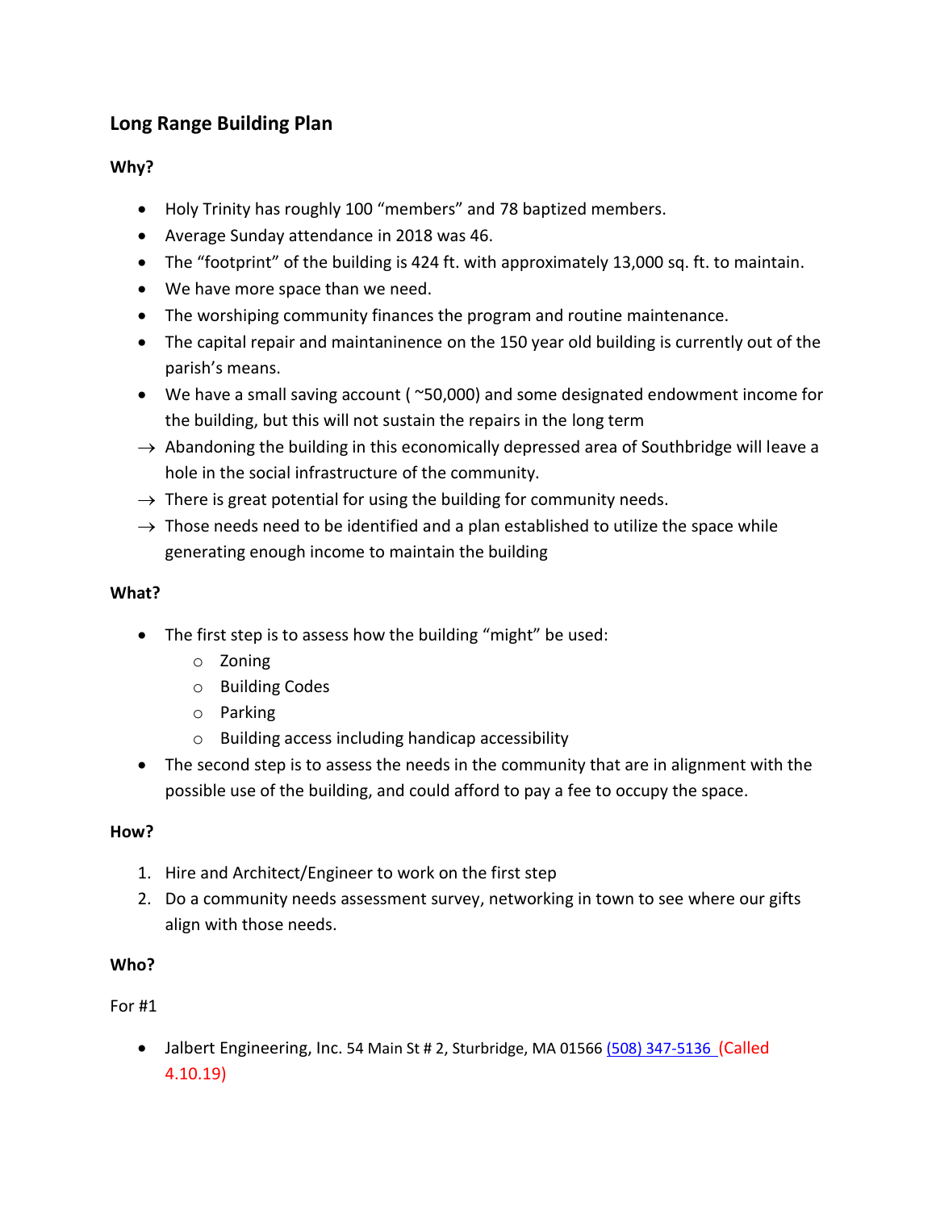## Long Range Building Plan

### Why?

- Holy Trinity has roughly 100 "members" and 78 baptized members.
- Average Sunday attendance in 2018 was 46.
- The "footprint" of the building is 424 ft. with approximately 13,000 sq. ft. to maintain.
- We have more space than we need.
- The worshiping community finances the program and routine maintenance.
- The capital repair and maintaninence on the 150 year old building is currently out of the parish's means.
- We have a small saving account ( ~50,000) and some designated endowment income for the building, but this will not sustain the repairs in the long term

→ Abandoning the building in this economically depressed area of Southbridge will leave a hole in the social infrastructure of the community.

→ There is great potential for using the building for community needs.

→ Those needs need to be identified and a plan established to utilize the space while generating enough income to maintain the building

### What?

- The first step is to assess how the building "might" be used:
  - Zoning
  - Building Codes
  - Parking
  - Building access including handicap accessibility
- The second step is to assess the needs in the community that are in alignment with the possible use of the building, and could afford to pay a fee to occupy the space.

### How?

1. Hire and Architect/Engineer to work on the first step
2. Do a community needs assessment survey, networking in town to see where our gifts align with those needs.

### Who?

For #1

- Jalbert Engineering, Inc. 54 Main St # 2, Sturbridge, MA 01566 (508) 347-5136 (Called 4.10.19)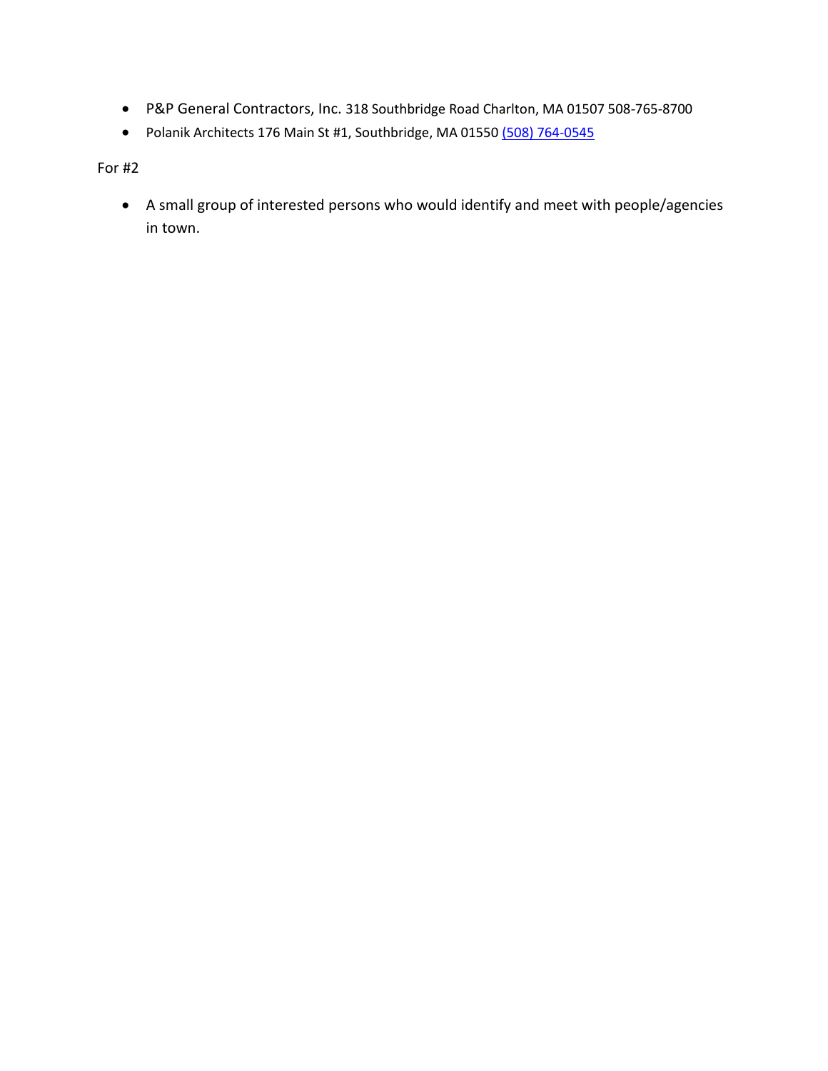- P&P General Contractors, Inc. 318 Southbridge Road Charlton, MA 01507 508-765-8700
- Polanik Architects 176 Main St #1, Southbridge, MA 01550 (508) 764-0545

For #2

- A small group of interested persons who would identify and meet with people/agencies in town.